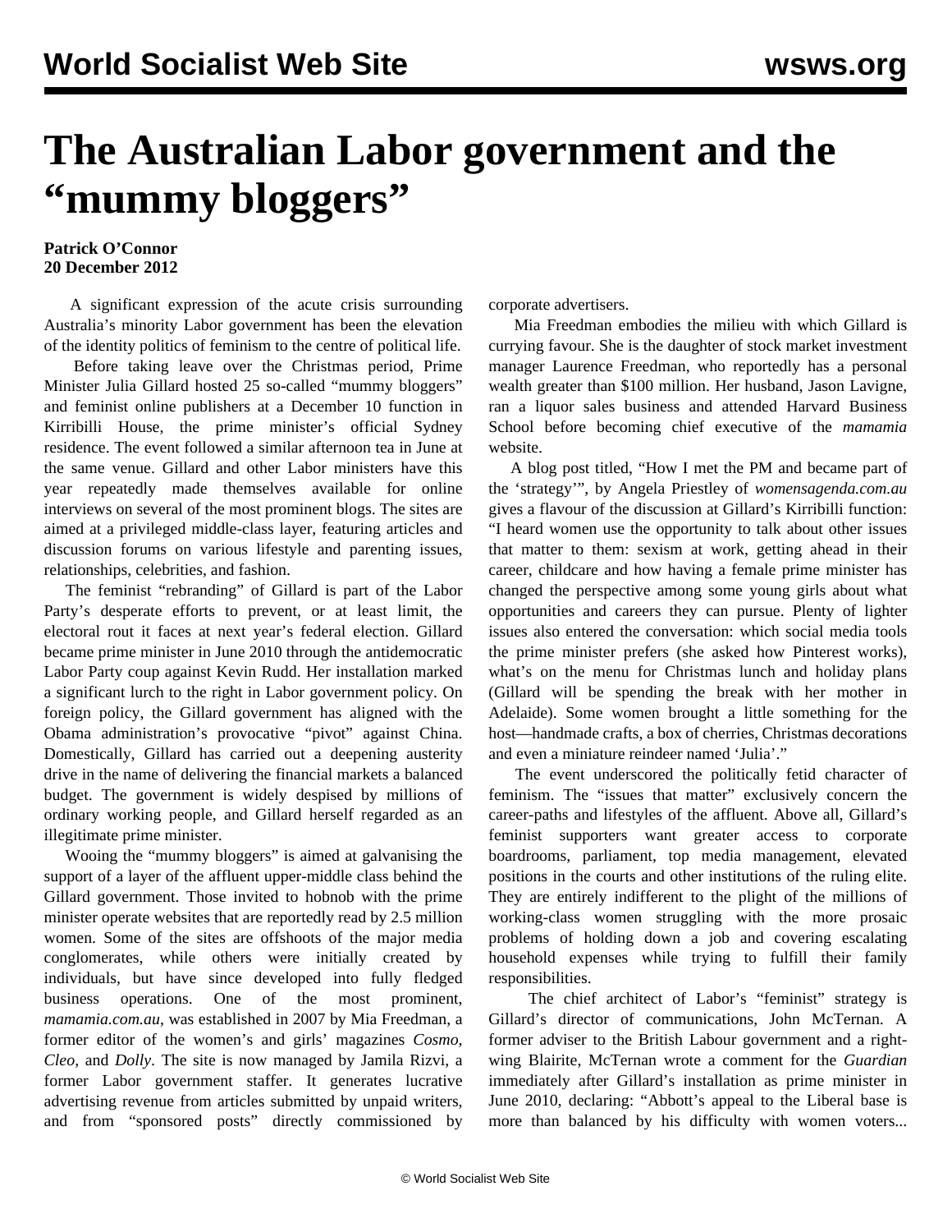# The Australian Labor government and the "mummy bloggers"

**Patrick O'Connor**
**20 December 2012**

A significant expression of the acute crisis surrounding Australia's minority Labor government has been the elevation of the identity politics of feminism to the centre of political life.

Before taking leave over the Christmas period, Prime Minister Julia Gillard hosted 25 so-called "mummy bloggers" and feminist online publishers at a December 10 function in Kirribilli House, the prime minister's official Sydney residence. The event followed a similar afternoon tea in June at the same venue. Gillard and other Labor ministers have this year repeatedly made themselves available for online interviews on several of the most prominent blogs. The sites are aimed at a privileged middle-class layer, featuring articles and discussion forums on various lifestyle and parenting issues, relationships, celebrities, and fashion.

The feminist "rebranding" of Gillard is part of the Labor Party's desperate efforts to prevent, or at least limit, the electoral rout it faces at next year's federal election. Gillard became prime minister in June 2010 through the antidemocratic Labor Party coup against Kevin Rudd. Her installation marked a significant lurch to the right in Labor government policy. On foreign policy, the Gillard government has aligned with the Obama administration's provocative "pivot" against China. Domestically, Gillard has carried out a deepening austerity drive in the name of delivering the financial markets a balanced budget. The government is widely despised by millions of ordinary working people, and Gillard herself regarded as an illegitimate prime minister.

Wooing the "mummy bloggers" is aimed at galvanising the support of a layer of the affluent upper-middle class behind the Gillard government. Those invited to hobnob with the prime minister operate websites that are reportedly read by 2.5 million women. Some of the sites are offshoots of the major media conglomerates, while others were initially created by individuals, but have since developed into fully fledged business operations. One of the most prominent, *mamamia.com.au*, was established in 2007 by Mia Freedman, a former editor of the women's and girls' magazines *Cosmo*, *Cleo*, and *Dolly*. The site is now managed by Jamila Rizvi, a former Labor government staffer. It generates lucrative advertising revenue from articles submitted by unpaid writers, and from "sponsored posts" directly commissioned by corporate advertisers.

Mia Freedman embodies the milieu with which Gillard is currying favour. She is the daughter of stock market investment manager Laurence Freedman, who reportedly has a personal wealth greater than $100 million. Her husband, Jason Lavigne, ran a liquor sales business and attended Harvard Business School before becoming chief executive of the *mamamia* website.

A blog post titled, "How I met the PM and became part of the 'strategy'", by Angela Priestley of *womensagenda.com.au* gives a flavour of the discussion at Gillard's Kirribilli function: "I heard women use the opportunity to talk about other issues that matter to them: sexism at work, getting ahead in their career, childcare and how having a female prime minister has changed the perspective among some young girls about what opportunities and careers they can pursue. Plenty of lighter issues also entered the conversation: which social media tools the prime minister prefers (she asked how Pinterest works), what's on the menu for Christmas lunch and holiday plans (Gillard will be spending the break with her mother in Adelaide). Some women brought a little something for the host—handmade crafts, a box of cherries, Christmas decorations and even a miniature reindeer named 'Julia'."

The event underscored the politically fetid character of feminism. The "issues that matter" exclusively concern the career-paths and lifestyles of the affluent. Above all, Gillard's feminist supporters want greater access to corporate boardrooms, parliament, top media management, elevated positions in the courts and other institutions of the ruling elite. They are entirely indifferent to the plight of the millions of working-class women struggling with the more prosaic problems of holding down a job and covering escalating household expenses while trying to fulfill their family responsibilities.

The chief architect of Labor's "feminist" strategy is Gillard's director of communications, John McTernan. A former adviser to the British Labour government and a right-wing Blairite, McTernan wrote a comment for the *Guardian* immediately after Gillard's installation as prime minister in June 2010, declaring: "Abbott's appeal to the Liberal base is more than balanced by his difficulty with women voters...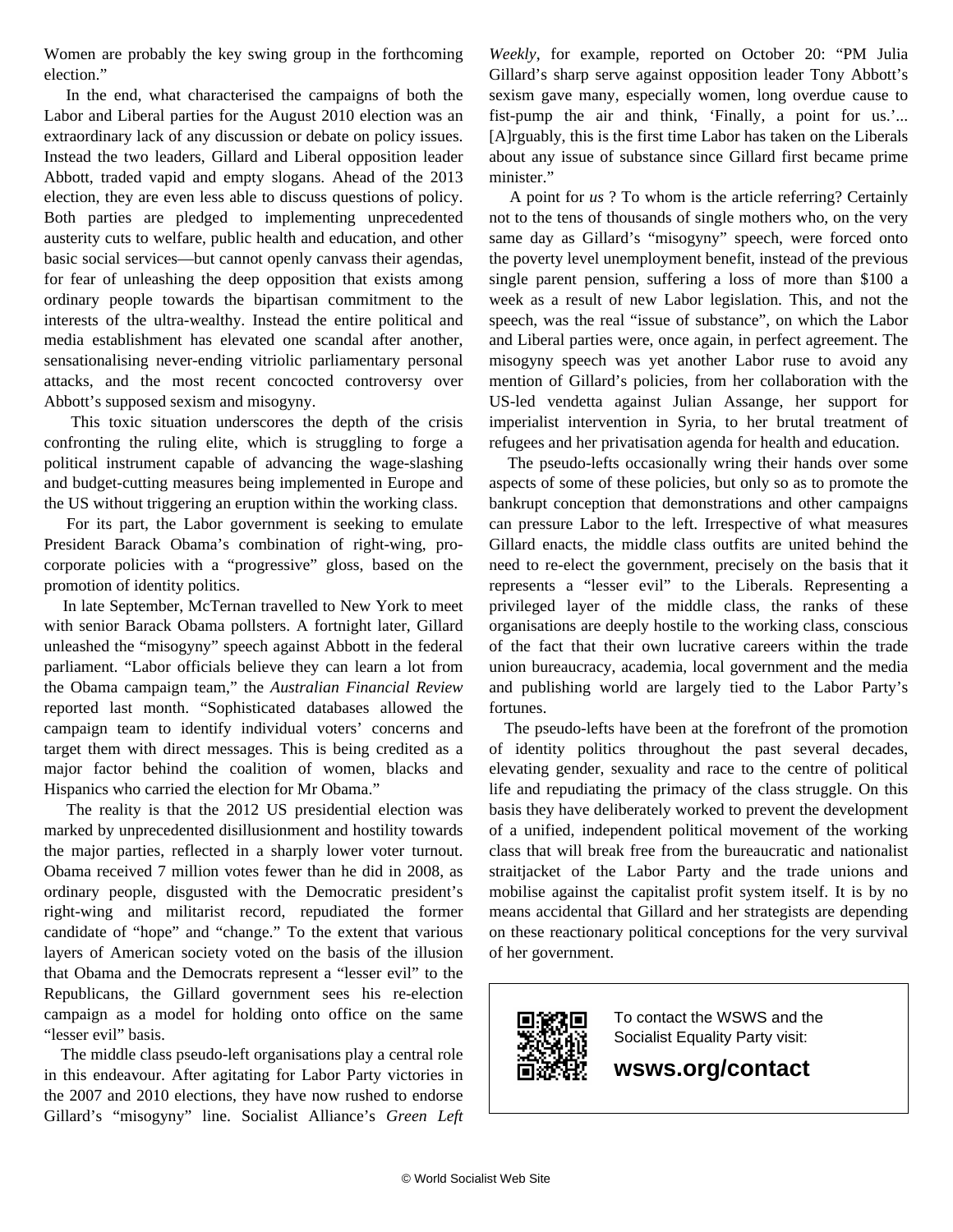Women are probably the key swing group in the forthcoming election."

In the end, what characterised the campaigns of both the Labor and Liberal parties for the August 2010 election was an extraordinary lack of any discussion or debate on policy issues. Instead the two leaders, Gillard and Liberal opposition leader Abbott, traded vapid and empty slogans. Ahead of the 2013 election, they are even less able to discuss questions of policy. Both parties are pledged to implementing unprecedented austerity cuts to welfare, public health and education, and other basic social services—but cannot openly canvass their agendas, for fear of unleashing the deep opposition that exists among ordinary people towards the bipartisan commitment to the interests of the ultra-wealthy. Instead the entire political and media establishment has elevated one scandal after another, sensationalising never-ending vitriolic parliamentary personal attacks, and the most recent concocted controversy over Abbott's supposed sexism and misogyny.

This toxic situation underscores the depth of the crisis confronting the ruling elite, which is struggling to forge a political instrument capable of advancing the wage-slashing and budget-cutting measures being implemented in Europe and the US without triggering an eruption within the working class.

For its part, the Labor government is seeking to emulate President Barack Obama's combination of right-wing, pro-corporate policies with a "progressive" gloss, based on the promotion of identity politics.

In late September, McTernan travelled to New York to meet with senior Barack Obama pollsters. A fortnight later, Gillard unleashed the "misogyny" speech against Abbott in the federal parliament. "Labor officials believe they can learn a lot from the Obama campaign team," the *Australian Financial Review* reported last month. "Sophisticated databases allowed the campaign team to identify individual voters' concerns and target them with direct messages. This is being credited as a major factor behind the coalition of women, blacks and Hispanics who carried the election for Mr Obama."

The reality is that the 2012 US presidential election was marked by unprecedented disillusionment and hostility towards the major parties, reflected in a sharply lower voter turnout. Obama received 7 million votes fewer than he did in 2008, as ordinary people, disgusted with the Democratic president's right-wing and militarist record, repudiated the former candidate of "hope" and "change." To the extent that various layers of American society voted on the basis of the illusion that Obama and the Democrats represent a "lesser evil" to the Republicans, the Gillard government sees his re-election campaign as a model for holding onto office on the same "lesser evil" basis.

The middle class pseudo-left organisations play a central role in this endeavour. After agitating for Labor Party victories in the 2007 and 2010 elections, they have now rushed to endorse Gillard's "misogyny" line. Socialist Alliance's *Green Left Weekly*, for example, reported on October 20: "PM Julia Gillard's sharp serve against opposition leader Tony Abbott's sexism gave many, especially women, long overdue cause to fist-pump the air and think, 'Finally, a point for us.'... [A]rguably, this is the first time Labor has taken on the Liberals about any issue of substance since Gillard first became prime minister."

A point for *us* ? To whom is the article referring? Certainly not to the tens of thousands of single mothers who, on the very same day as Gillard's "misogyny" speech, were forced onto the poverty level unemployment benefit, instead of the previous single parent pension, suffering a loss of more than $100 a week as a result of new Labor legislation. This, and not the speech, was the real "issue of substance", on which the Labor and Liberal parties were, once again, in perfect agreement. The misogyny speech was yet another Labor ruse to avoid any mention of Gillard's policies, from her collaboration with the US-led vendetta against Julian Assange, her support for imperialist intervention in Syria, to her brutal treatment of refugees and her privatisation agenda for health and education.

The pseudo-lefts occasionally wring their hands over some aspects of some of these policies, but only so as to promote the bankrupt conception that demonstrations and other campaigns can pressure Labor to the left. Irrespective of what measures Gillard enacts, the middle class outfits are united behind the need to re-elect the government, precisely on the basis that it represents a "lesser evil" to the Liberals. Representing a privileged layer of the middle class, the ranks of these organisations are deeply hostile to the working class, conscious of the fact that their own lucrative careers within the trade union bureaucracy, academia, local government and the media and publishing world are largely tied to the Labor Party's fortunes.

The pseudo-lefts have been at the forefront of the promotion of identity politics throughout the past several decades, elevating gender, sexuality and race to the centre of political life and repudiating the primacy of the class struggle. On this basis they have deliberately worked to prevent the development of a unified, independent political movement of the working class that will break free from the bureaucratic and nationalist straitjacket of the Labor Party and the trade unions and mobilise against the capitalist profit system itself. It is by no means accidental that Gillard and her strategists are depending on these reactionary political conceptions for the very survival of her government.

To contact the WSWS and the Socialist Equality Party visit:

**wsws.org/contact**